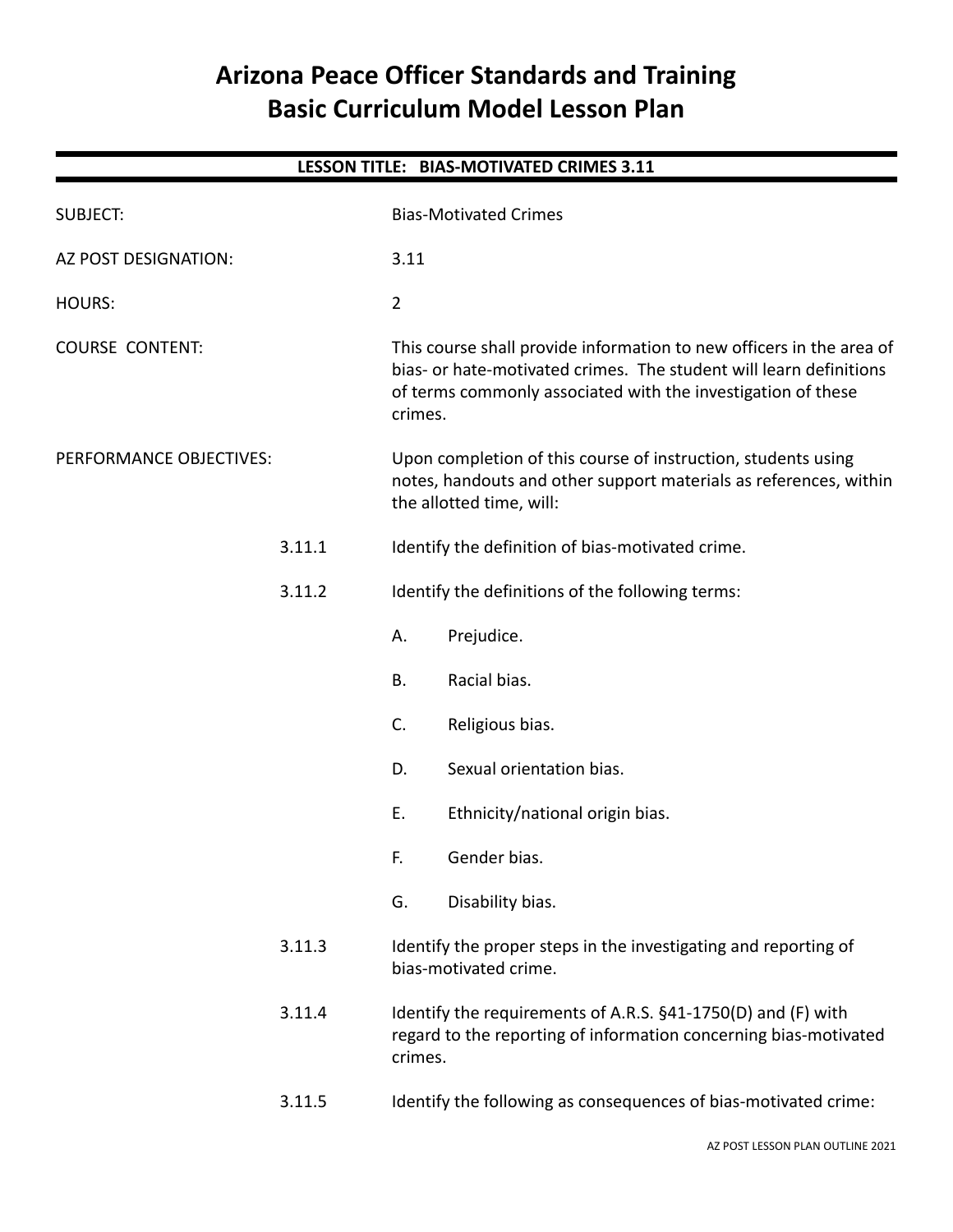# Arizona Peace Officer Standards and Training
# Basic Curriculum Model Lesson Plan

## LESSON TITLE: BIAS-MOTIVATED CRIMES 3.11

SUBJECT: Bias-Motivated Crimes

AZ POST DESIGNATION: 3.11

HOURS: 2

COURSE CONTENT: This course shall provide information to new officers in the area of bias- or hate-motivated crimes. The student will learn definitions of terms commonly associated with the investigation of these crimes.

PERFORMANCE OBJECTIVES: Upon completion of this course of instruction, students using notes, handouts and other support materials as references, within the allotted time, will:

3.11.1 Identify the definition of bias-motivated crime.

3.11.2 Identify the definitions of the following terms:

- A. Prejudice.
- B. Racial bias.
- C. Religious bias.
- D. Sexual orientation bias.
- E. Ethnicity/national origin bias.
- F. Gender bias.
- G. Disability bias.

3.11.3 Identify the proper steps in the investigating and reporting of bias-motivated crime.

3.11.4 Identify the requirements of A.R.S. §41-1750(D) and (F) with regard to the reporting of information concerning bias-motivated crimes.

3.11.5 Identify the following as consequences of bias-motivated crime: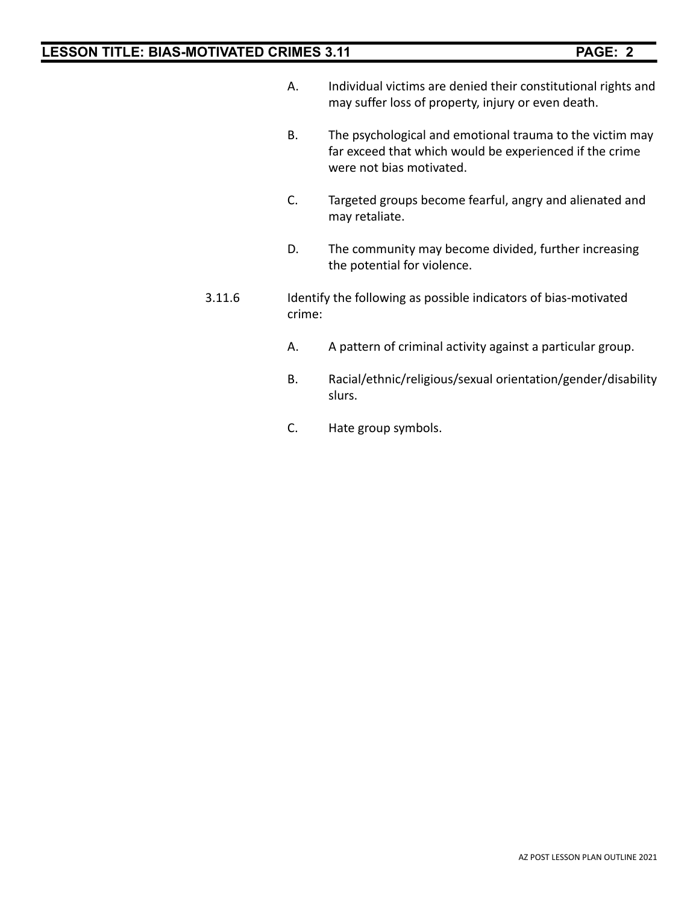A. Individual victims are denied their constitutional rights and may suffer loss of property, injury or even death.

B. The psychological and emotional trauma to the victim may far exceed that which would be experienced if the crime were not bias motivated.

C. Targeted groups become fearful, angry and alienated and may retaliate.

D. The community may become divided, further increasing the potential for violence.

3.11.6 Identify the following as possible indicators of bias-motivated crime:

A. A pattern of criminal activity against a particular group.

B. Racial/ethnic/religious/sexual orientation/gender/disability slurs.

C. Hate group symbols.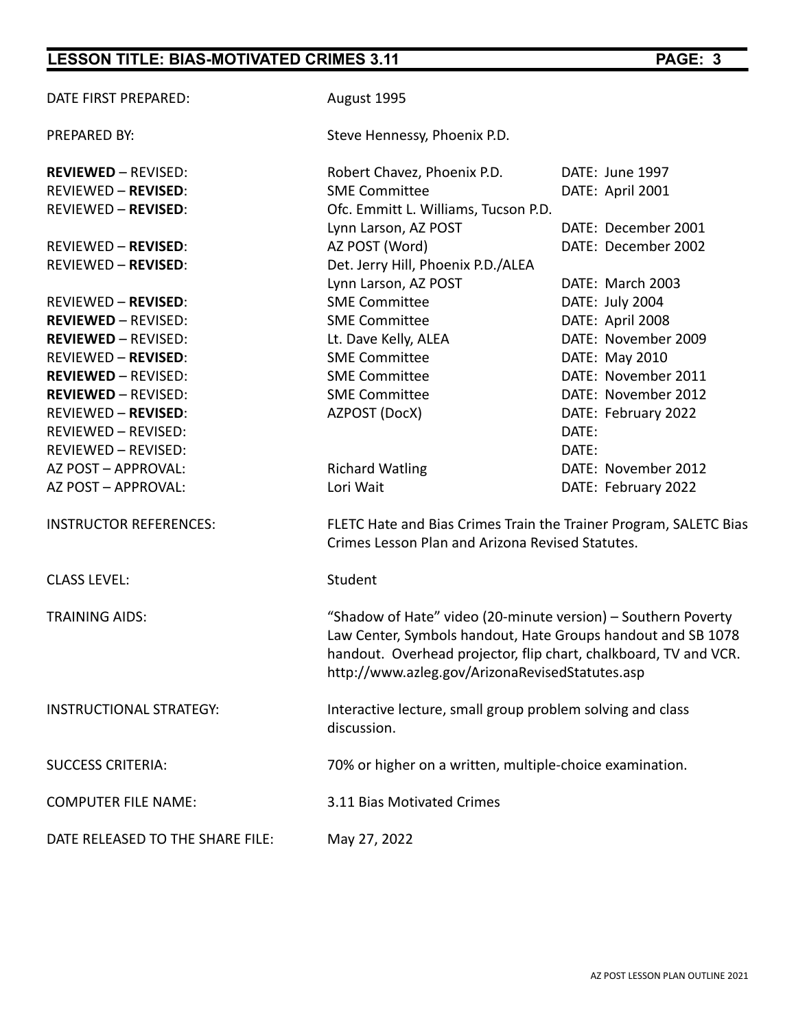## LESSON TITLE: BIAS-MOTIVATED CRIMES 3.11

| | | |
|---|---|---|
| DATE FIRST PREPARED: | August 1995 | |
| PREPARED BY: | Steve Hennessy, Phoenix P.D. | |
| **REVIEWED** – REVISED: | Robert Chavez, Phoenix P.D. | DATE: June 1997 |
| REVIEWED – **REVISED**: | SME Committee | DATE: April 2001 |
| REVIEWED – **REVISED**: | Ofc. Emmitt L. Williams, Tucson P.D. Lynn Larson, AZ POST | DATE: December 2001 |
| REVIEWED – **REVISED**: | AZ POST (Word) | DATE: December 2002 |
| REVIEWED – **REVISED**: | Det. Jerry Hill, Phoenix P.D./ALEA Lynn Larson, AZ POST | DATE: March 2003 |
| REVIEWED – **REVISED**: | SME Committee | DATE: July 2004 |
| **REVIEWED** – REVISED: | SME Committee | DATE: April 2008 |
| **REVIEWED** – REVISED: | Lt. Dave Kelly, ALEA | DATE: November 2009 |
| REVIEWED – **REVISED**: | SME Committee | DATE: May 2010 |
| **REVIEWED** – REVISED: | SME Committee | DATE: November 2011 |
| **REVIEWED** – REVISED: | SME Committee | DATE: November 2012 |
| REVIEWED – **REVISED**: | AZPOST (DocX) | DATE: February 2022 |
| REVIEWED – REVISED: | | DATE: |
| REVIEWED – REVISED: | | DATE: |
| AZ POST – APPROVAL: | Richard Watling | DATE: November 2012 |
| AZ POST – APPROVAL: | Lori Wait | DATE: February 2022 |

INSTRUCTOR REFERENCES: FLETC Hate and Bias Crimes Train the Trainer Program, SALETC Bias Crimes Lesson Plan and Arizona Revised Statutes.

CLASS LEVEL: Student

TRAINING AIDS: "Shadow of Hate" video (20-minute version) – Southern Poverty Law Center, Symbols handout, Hate Groups handout and SB 1078 handout. Overhead projector, flip chart, chalkboard, TV and VCR. http://www.azleg.gov/ArizonaRevisedStatutes.asp

INSTRUCTIONAL STRATEGY: Interactive lecture, small group problem solving and class discussion.

SUCCESS CRITERIA: 70% or higher on a written, multiple-choice examination.

COMPUTER FILE NAME: 3.11 Bias Motivated Crimes

DATE RELEASED TO THE SHARE FILE: May 27, 2022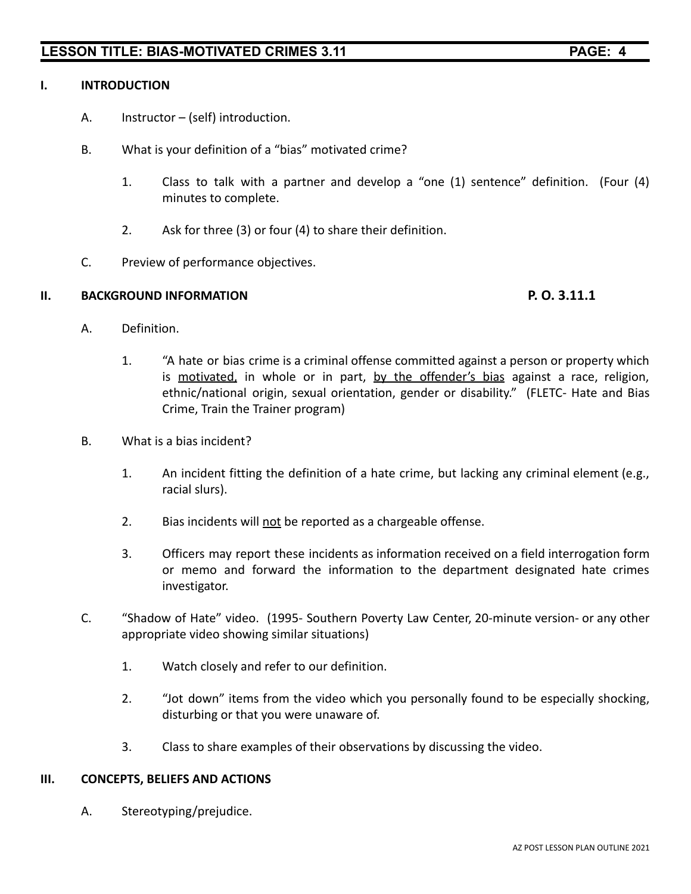## I. INTRODUCTION

A. Instructor – (self) introduction.

B. What is your definition of a "bias" motivated crime?

   1. Class to talk with a partner and develop a "one (1) sentence" definition. (Four (4) minutes to complete.

   2. Ask for three (3) or four (4) to share their definition.

C. Preview of performance objectives.

## II. BACKGROUND INFORMATION **P. O. 3.11.1**

A. Definition.

   1. "A hate or bias crime is a criminal offense committed against a person or property which is <u>motivated,</u> in whole or in part, <u>by the offender's bias</u> against a race, religion, ethnic/national origin, sexual orientation, gender or disability." (FLETC- Hate and Bias Crime, Train the Trainer program)

B. What is a bias incident?

   1. An incident fitting the definition of a hate crime, but lacking any criminal element (e.g., racial slurs).

   2. Bias incidents will <u>not</u> be reported as a chargeable offense.

   3. Officers may report these incidents as information received on a field interrogation form or memo and forward the information to the department designated hate crimes investigator.

C. "Shadow of Hate" video. (1995- Southern Poverty Law Center, 20-minute version- or any other appropriate video showing similar situations)

   1. Watch closely and refer to our definition.

   2. "Jot down" items from the video which you personally found to be especially shocking, disturbing or that you were unaware of.

   3. Class to share examples of their observations by discussing the video.

## III. CONCEPTS, BELIEFS AND ACTIONS

A. Stereotyping/prejudice.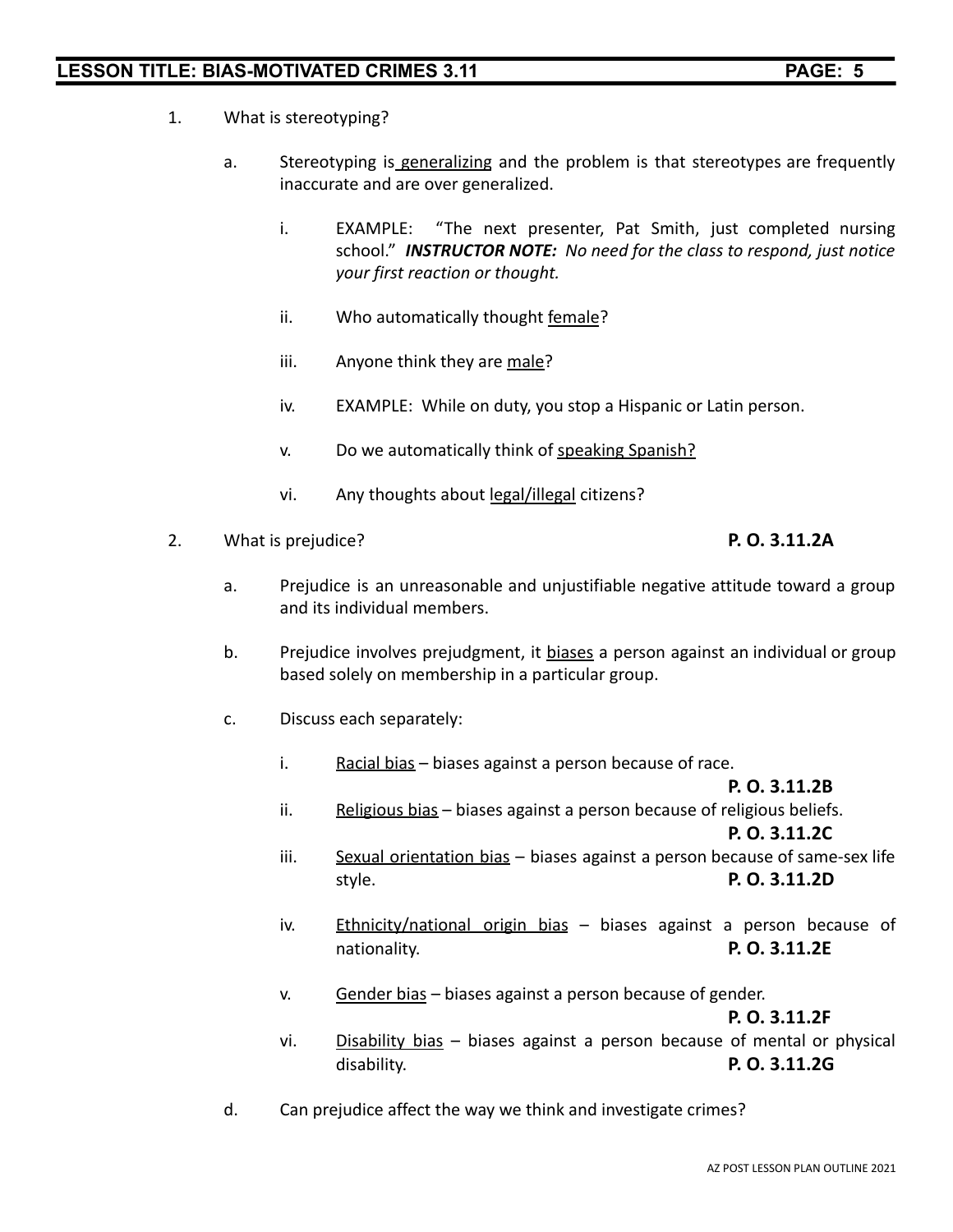1. What is stereotyping?

    a. Stereotyping is generalizing and the problem is that stereotypes are frequently inaccurate and are over generalized.

        i. EXAMPLE: "The next presenter, Pat Smith, just completed nursing school." ***INSTRUCTOR NOTE:*** *No need for the class to respond, just notice your first reaction or thought.*

        ii. Who automatically thought female?

        iii. Anyone think they are male?

        iv. EXAMPLE: While on duty, you stop a Hispanic or Latin person.

        v. Do we automatically think of speaking Spanish?

        vi. Any thoughts about legal/illegal citizens?

2. What is prejudice? **P. O. 3.11.2A**

    a. Prejudice is an unreasonable and unjustifiable negative attitude toward a group and its individual members.

    b. Prejudice involves prejudgment, it biases a person against an individual or group based solely on membership in a particular group.

    c. Discuss each separately:

        i. Racial bias – biases against a person because of race. **P. O. 3.11.2B**

        ii. Religious bias – biases against a person because of religious beliefs. **P. O. 3.11.2C**

        iii. Sexual orientation bias – biases against a person because of same-sex life style. **P. O. 3.11.2D**

        iv. Ethnicity/national origin bias – biases against a person because of nationality. **P. O. 3.11.2E**

        v. Gender bias – biases against a person because of gender. **P. O. 3.11.2F**

        vi. Disability bias – biases against a person because of mental or physical disability. **P. O. 3.11.2G**

    d. Can prejudice affect the way we think and investigate crimes?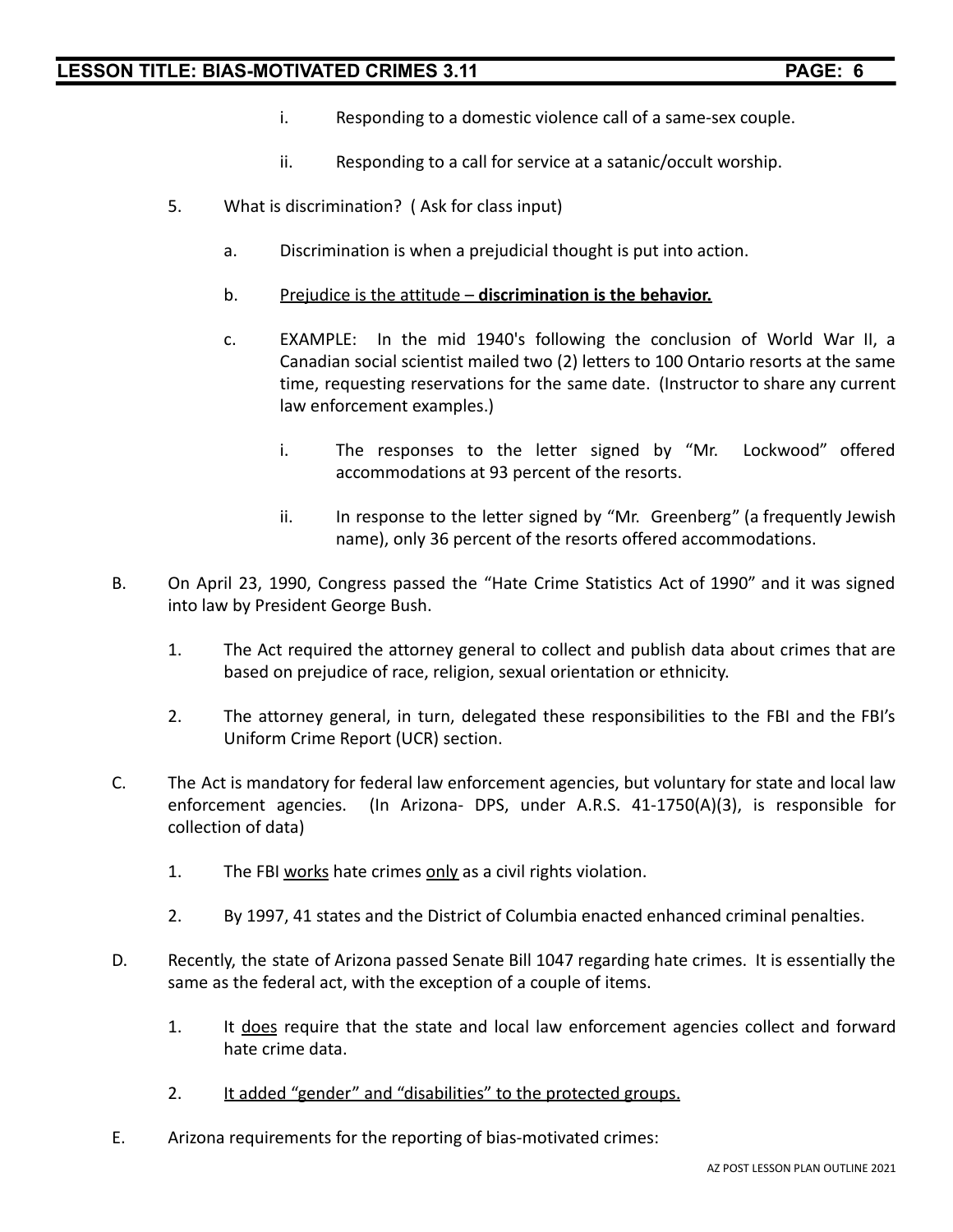i. Responding to a domestic violence call of a same-sex couple.

ii. Responding to a call for service at a satanic/occult worship.

5. What is discrimination? ( Ask for class input)

   a. Discrimination is when a prejudicial thought is put into action.

   b. <u>Prejudice is the attitude – **discrimination is the behavior.**</u>

   c. EXAMPLE: In the mid 1940's following the conclusion of World War II, a Canadian social scientist mailed two (2) letters to 100 Ontario resorts at the same time, requesting reservations for the same date. (Instructor to share any current law enforcement examples.)

      i. The responses to the letter signed by "Mr. Lockwood" offered accommodations at 93 percent of the resorts.

      ii. In response to the letter signed by "Mr. Greenberg" (a frequently Jewish name), only 36 percent of the resorts offered accommodations.

B. On April 23, 1990, Congress passed the "Hate Crime Statistics Act of 1990" and it was signed into law by President George Bush.

   1. The Act required the attorney general to collect and publish data about crimes that are based on prejudice of race, religion, sexual orientation or ethnicity.

   2. The attorney general, in turn, delegated these responsibilities to the FBI and the FBI's Uniform Crime Report (UCR) section.

C. The Act is mandatory for federal law enforcement agencies, but voluntary for state and local law enforcement agencies. (In Arizona- DPS, under A.R.S. 41-1750(A)(3), is responsible for collection of data)

   1. The FBI <u>works</u> hate crimes <u>only</u> as a civil rights violation.

   2. By 1997, 41 states and the District of Columbia enacted enhanced criminal penalties.

D. Recently, the state of Arizona passed Senate Bill 1047 regarding hate crimes. It is essentially the same as the federal act, with the exception of a couple of items.

   1. It <u>does</u> require that the state and local law enforcement agencies collect and forward hate crime data.

   2. <u>It added "gender" and "disabilities" to the protected groups.</u>

E. Arizona requirements for the reporting of bias-motivated crimes: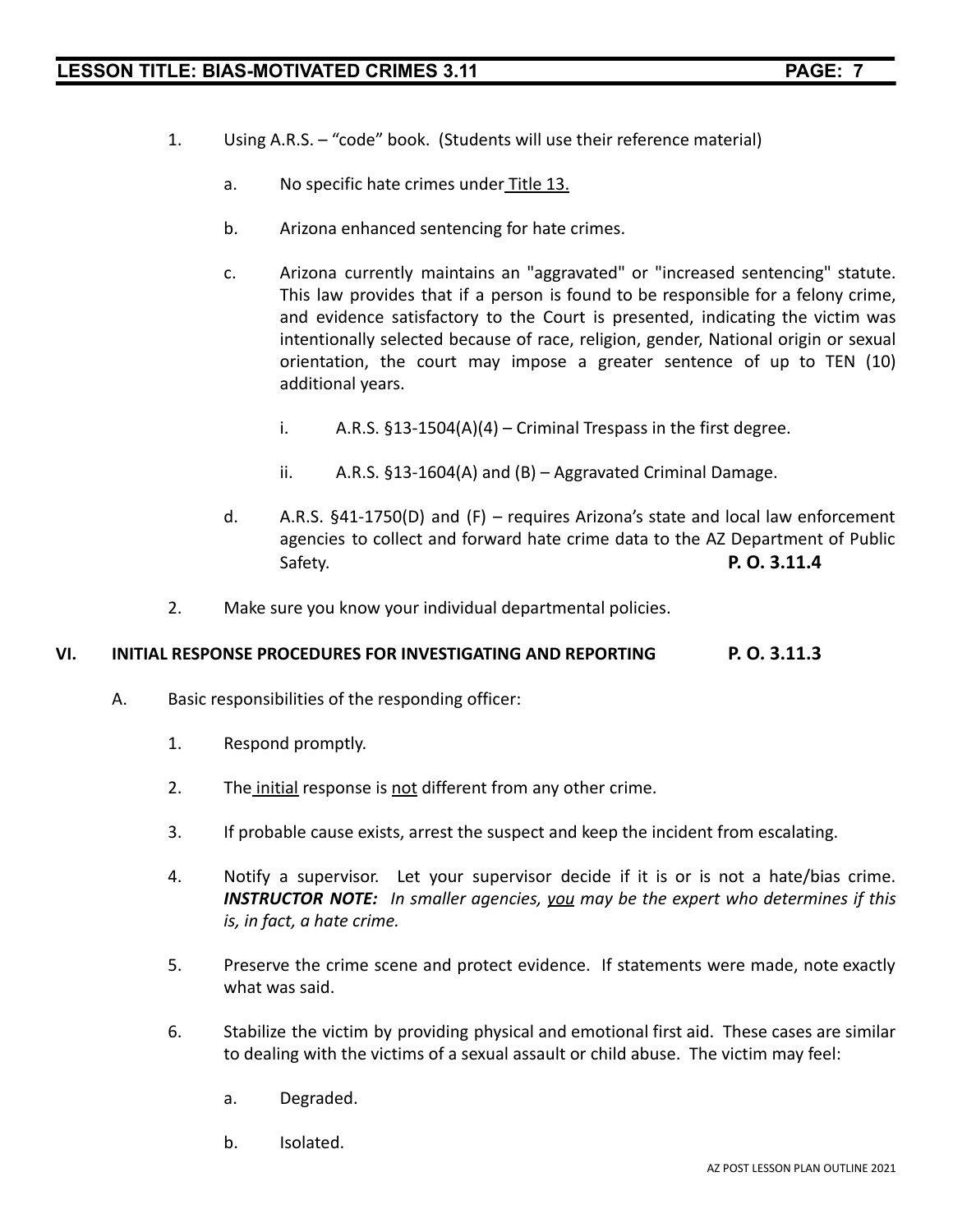1. Using A.R.S. – "code" book. (Students will use their reference material)

    a. No specific hate crimes under <u>Title 13.</u>

    b. Arizona enhanced sentencing for hate crimes.

    c. Arizona currently maintains an "aggravated" or "increased sentencing" statute. This law provides that if a person is found to be responsible for a felony crime, and evidence satisfactory to the Court is presented, indicating the victim was intentionally selected because of race, religion, gender, National origin or sexual orientation, the court may impose a greater sentence of up to TEN (10) additional years.

        i. A.R.S. §13-1504(A)(4) – Criminal Trespass in the first degree.

        ii. A.R.S. §13-1604(A) and (B) – Aggravated Criminal Damage.

    d. A.R.S. §41-1750(D) and (F) – requires Arizona's state and local law enforcement agencies to collect and forward hate crime data to the AZ Department of Public Safety. **P. O. 3.11.4**

2. Make sure you know your individual departmental policies.

## VI. INITIAL RESPONSE PROCEDURES FOR INVESTIGATING AND REPORTING **P. O. 3.11.3**

A. Basic responsibilities of the responding officer:

1. Respond promptly.

2. The <u>initial</u> response is <u>not</u> different from any other crime.

3. If probable cause exists, arrest the suspect and keep the incident from escalating.

4. Notify a supervisor. Let your supervisor decide if it is or is not a hate/bias crime. ***INSTRUCTOR NOTE:*** *In smaller agencies, <u>you</u> may be the expert who determines if this is, in fact, a hate crime.*

5. Preserve the crime scene and protect evidence. If statements were made, note exactly what was said.

6. Stabilize the victim by providing physical and emotional first aid. These cases are similar to dealing with the victims of a sexual assault or child abuse. The victim may feel:

    a. Degraded.

    b. Isolated.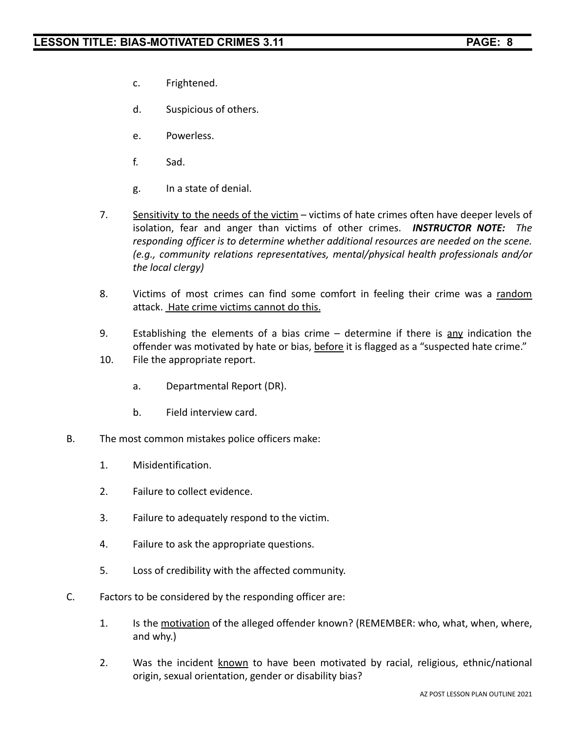c. Frightened.

d. Suspicious of others.

e. Powerless.

f. Sad.

g. In a state of denial.

7. Sensitivity to the needs of the victim – victims of hate crimes often have deeper levels of isolation, fear and anger than victims of other crimes. ***INSTRUCTOR NOTE:*** *The responding officer is to determine whether additional resources are needed on the scene. (e.g., community relations representatives, mental/physical health professionals and/or the local clergy)*

8. Victims of most crimes can find some comfort in feeling their crime was a random attack. Hate crime victims cannot do this.

9. Establishing the elements of a bias crime – determine if there is any indication the offender was motivated by hate or bias, before it is flagged as a "suspected hate crime."

10. File the appropriate report.

    a. Departmental Report (DR).

    b. Field interview card.

B. The most common mistakes police officers make:

1. Misidentification.

2. Failure to collect evidence.

3. Failure to adequately respond to the victim.

4. Failure to ask the appropriate questions.

5. Loss of credibility with the affected community.

C. Factors to be considered by the responding officer are:

1. Is the motivation of the alleged offender known? (REMEMBER: who, what, when, where, and why.)

2. Was the incident known to have been motivated by racial, religious, ethnic/national origin, sexual orientation, gender or disability bias?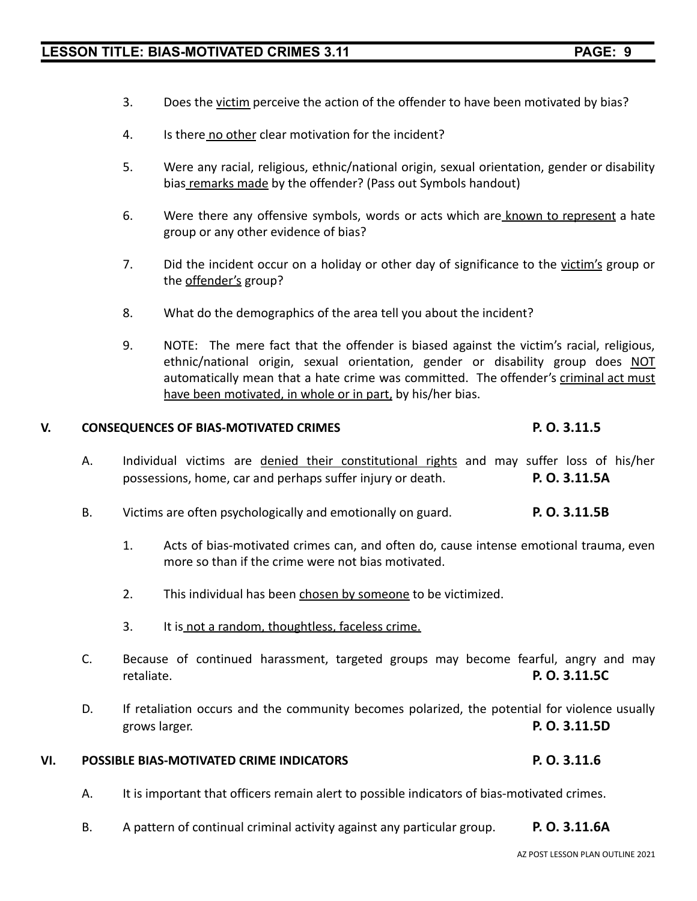3. Does the victim perceive the action of the offender to have been motivated by bias?

4. Is there no other clear motivation for the incident?

5. Were any racial, religious, ethnic/national origin, sexual orientation, gender or disability bias remarks made by the offender? (Pass out Symbols handout)

6. Were there any offensive symbols, words or acts which are known to represent a hate group or any other evidence of bias?

7. Did the incident occur on a holiday or other day of significance to the victim's group or the offender's group?

8. What do the demographics of the area tell you about the incident?

9. NOTE: The mere fact that the offender is biased against the victim's racial, religious, ethnic/national origin, sexual orientation, gender or disability group does NOT automatically mean that a hate crime was committed. The offender's criminal act must have been motivated, in whole or in part, by his/her bias.

## V. CONSEQUENCES OF BIAS-MOTIVATED CRIMES — P. O. 3.11.5

A. Individual victims are denied their constitutional rights and may suffer loss of his/her possessions, home, car and perhaps suffer injury or death. **P. O. 3.11.5A**

B. Victims are often psychologically and emotionally on guard. **P. O. 3.11.5B**

1. Acts of bias-motivated crimes can, and often do, cause intense emotional trauma, even more so than if the crime were not bias motivated.

2. This individual has been chosen by someone to be victimized.

3. It is not a random, thoughtless, faceless crime.

C. Because of continued harassment, targeted groups may become fearful, angry and may retaliate. **P. O. 3.11.5C**

D. If retaliation occurs and the community becomes polarized, the potential for violence usually grows larger. **P. O. 3.11.5D**

## VI. POSSIBLE BIAS-MOTIVATED CRIME INDICATORS — P. O. 3.11.6

A. It is important that officers remain alert to possible indicators of bias-motivated crimes.

B. A pattern of continual criminal activity against any particular group. **P. O. 3.11.6A**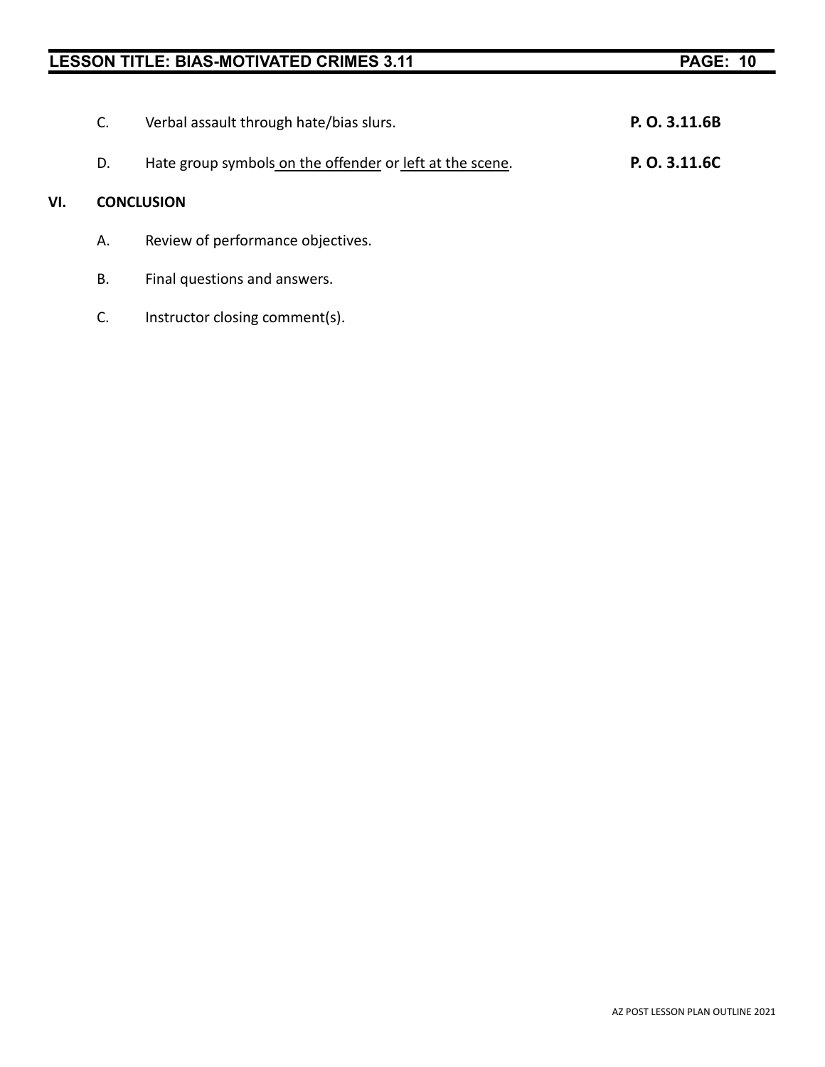C. Verbal assault through hate/bias slurs. **P. O. 3.11.6B**

D. Hate group symbols <u>on the offender</u> or <u>left at the scene</u>. **P. O. 3.11.6C**

## VI. CONCLUSION

A. Review of performance objectives.

B. Final questions and answers.

C. Instructor closing comment(s).